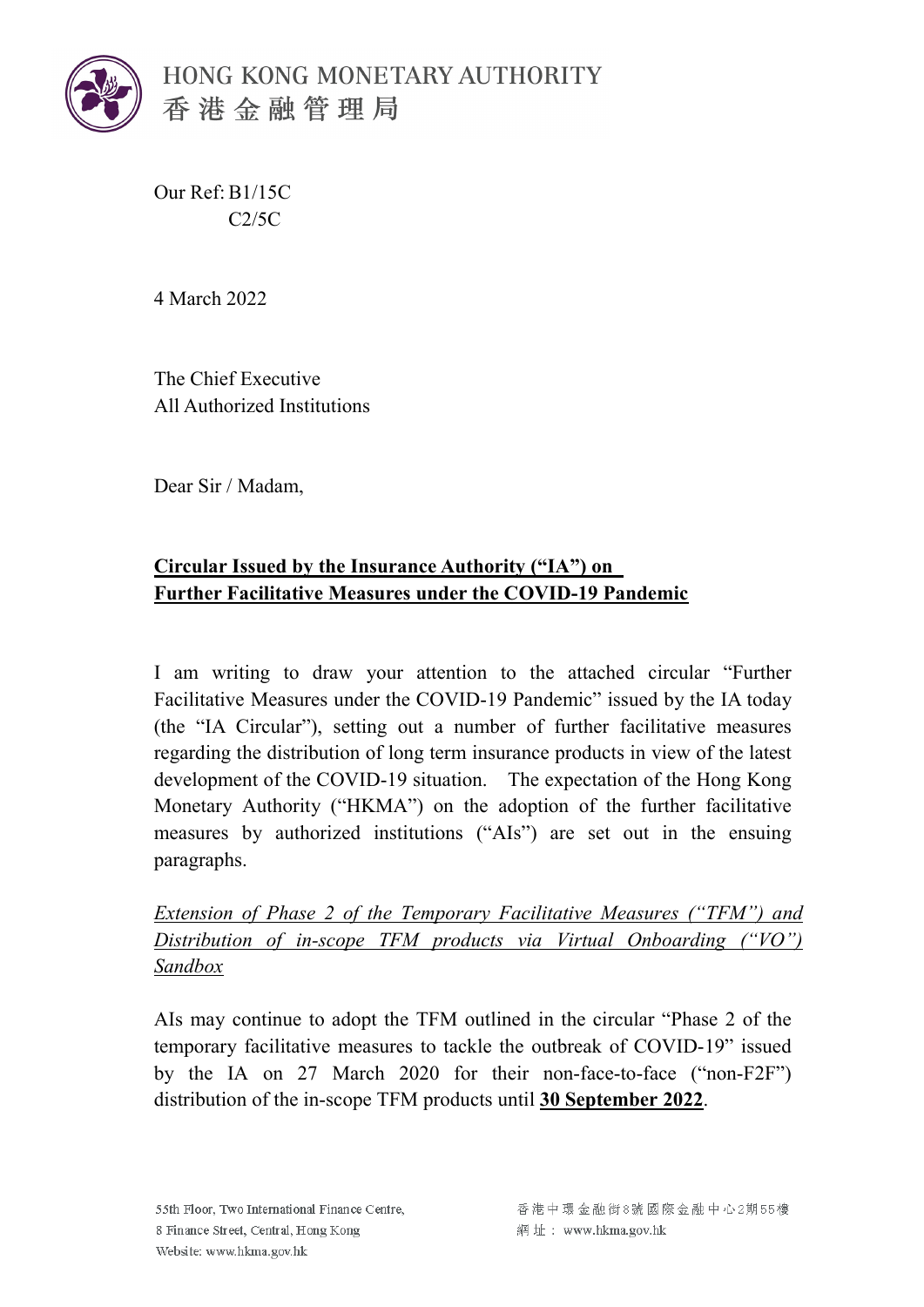HONG KONG MONETARY AUTHORITY
香港金融管理局

Our Ref: B1/15C
C2/5C

4 March 2022

The Chief Executive
All Authorized Institutions

Dear Sir / Madam,

**Circular Issued by the Insurance Authority ("IA") on Further Facilitative Measures under the COVID-19 Pandemic**

I am writing to draw your attention to the attached circular "Further Facilitative Measures under the COVID-19 Pandemic" issued by the IA today (the "IA Circular"), setting out a number of further facilitative measures regarding the distribution of long term insurance products in view of the latest development of the COVID-19 situation. The expectation of the Hong Kong Monetary Authority ("HKMA") on the adoption of the further facilitative measures by authorized institutions ("AIs") are set out in the ensuing paragraphs.

*Extension of Phase 2 of the Temporary Facilitative Measures ("TFM") and Distribution of in-scope TFM products via Virtual Onboarding ("VO") Sandbox*

AIs may continue to adopt the TFM outlined in the circular "Phase 2 of the temporary facilitative measures to tackle the outbreak of COVID-19" issued by the IA on 27 March 2020 for their non-face-to-face ("non-F2F") distribution of the in-scope TFM products until **30 September 2022**.

55th Floor, Two International Finance Centre,
8 Finance Street, Central, Hong Kong
Website: www.hkma.gov.hk

香港中環金融街8號國際金融中心2期55樓
網址：www.hkma.gov.hk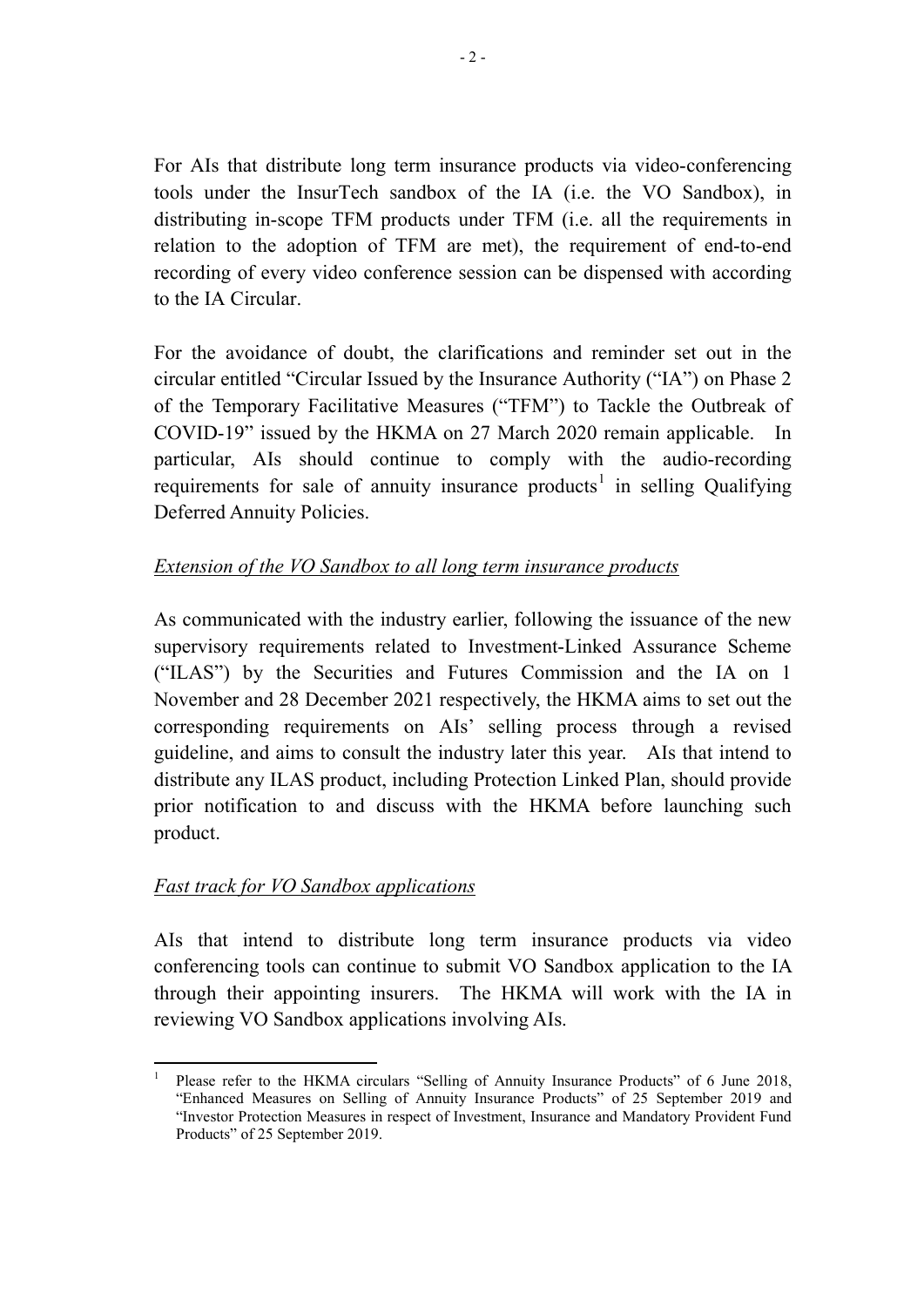For AIs that distribute long term insurance products via video-conferencing tools under the InsurTech sandbox of the IA (i.e. the VO Sandbox), in distributing in-scope TFM products under TFM (i.e. all the requirements in relation to the adoption of TFM are met), the requirement of end-to-end recording of every video conference session can be dispensed with according to the IA Circular.

For the avoidance of doubt, the clarifications and reminder set out in the circular entitled "Circular Issued by the Insurance Authority ("IA") on Phase 2 of the Temporary Facilitative Measures ("TFM") to Tackle the Outbreak of COVID-19" issued by the HKMA on 27 March 2020 remain applicable. In particular, AIs should continue to comply with the audio-recording requirements for sale of annuity insurance products[1] in selling Qualifying Deferred Annuity Policies.

*Extension of the VO Sandbox to all long term insurance products*

As communicated with the industry earlier, following the issuance of the new supervisory requirements related to Investment-Linked Assurance Scheme ("ILAS") by the Securities and Futures Commission and the IA on 1 November and 28 December 2021 respectively, the HKMA aims to set out the corresponding requirements on AIs' selling process through a revised guideline, and aims to consult the industry later this year. AIs that intend to distribute any ILAS product, including Protection Linked Plan, should provide prior notification to and discuss with the HKMA before launching such product.

*Fast track for VO Sandbox applications*

AIs that intend to distribute long term insurance products via video conferencing tools can continue to submit VO Sandbox application to the IA through their appointing insurers. The HKMA will work with the IA in reviewing VO Sandbox applications involving AIs.

---

[1] Please refer to the HKMA circulars "Selling of Annuity Insurance Products" of 6 June 2018, "Enhanced Measures on Selling of Annuity Insurance Products" of 25 September 2019 and "Investor Protection Measures in respect of Investment, Insurance and Mandatory Provident Fund Products" of 25 September 2019.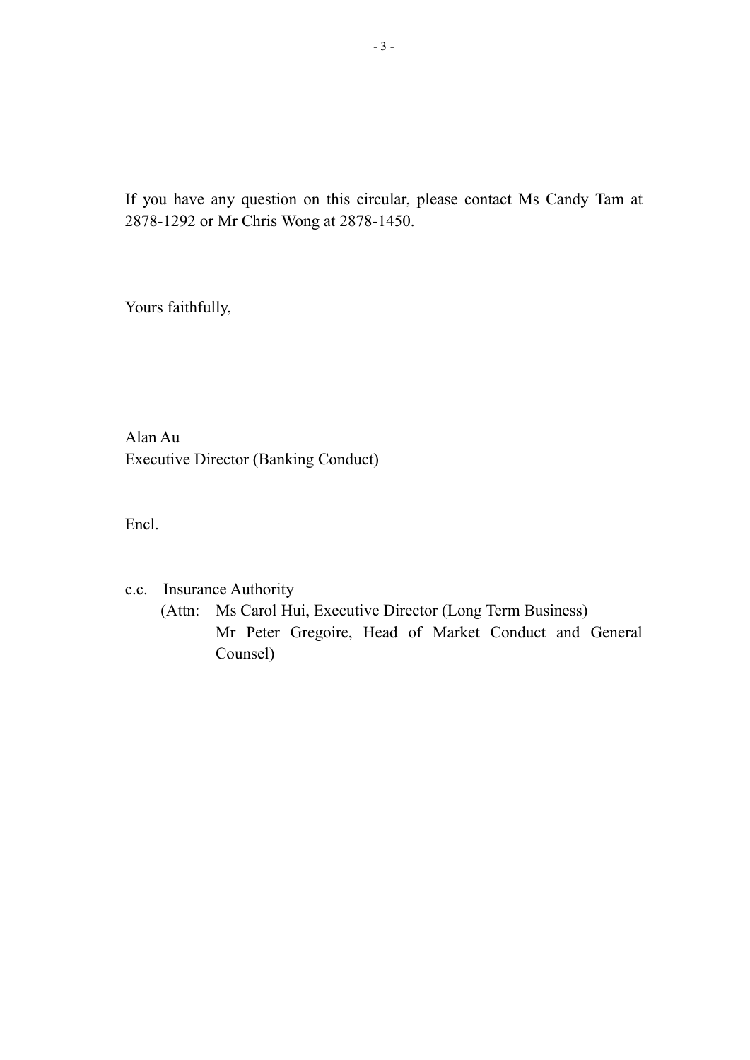If you have any question on this circular, please contact Ms Candy Tam at 2878-1292 or Mr Chris Wong at 2878-1450.

Yours faithfully,

Alan Au
Executive Director (Banking Conduct)

Encl.

c.c. Insurance Authority
(Attn: Ms Carol Hui, Executive Director (Long Term Business)
Mr Peter Gregoire, Head of Market Conduct and General Counsel)